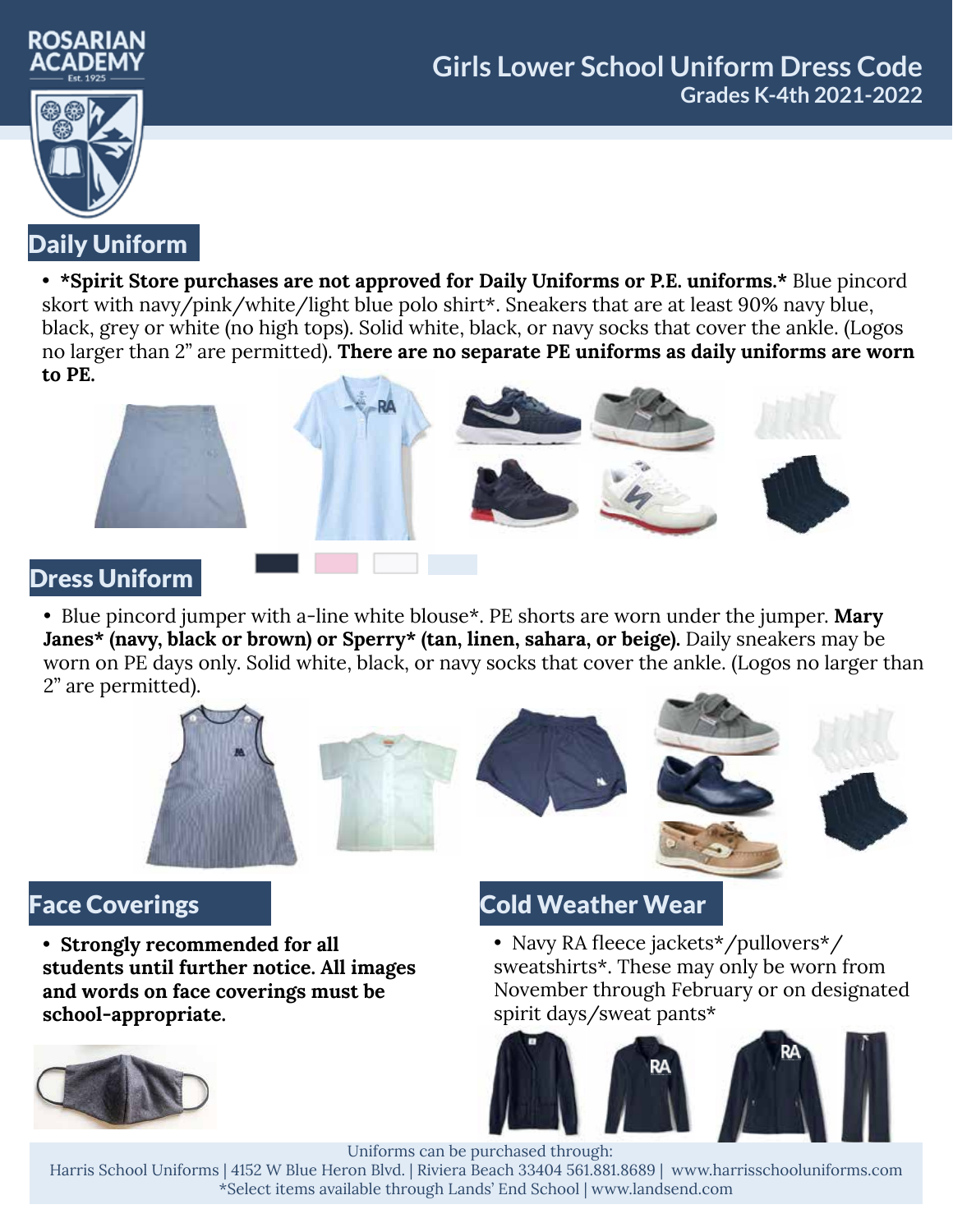ROSARIAN ACADEMY
Est. 1925

# Girls Lower School Uniform Dress Code
## Grades K-4th 2021-2022

## Daily Uniform

- **\*Spirit Store purchases are not approved for Daily Uniforms or P.E. uniforms.\*** Blue pincord skort with navy/pink/white/light blue polo shirt\*. Sneakers that are at least 90% navy blue, black, grey or white (no high tops). Solid white, black, or navy socks that cover the ankle. (Logos no larger than 2" are permitted). **There are no separate PE uniforms as daily uniforms are worn to PE.**

## Dress Uniform

- Blue pincord jumper with a-line white blouse\*. PE shorts are worn under the jumper. **Mary Janes\* (navy, black or brown) or Sperry\* (tan, linen, sahara, or beige).** Daily sneakers may be worn on PE days only. Solid white, black, or navy socks that cover the ankle. (Logos no larger than 2" are permitted).

## Face Coverings

- **Strongly recommended for all students until further notice. All images and words on face coverings must be school-appropriate.**

## Cold Weather Wear

- Navy RA fleece jackets\*/pullovers\*/sweatshirts\*. These may only be worn from November through February or on designated spirit days/sweat pants\*

Uniforms can be purchased through:
Harris School Uniforms | 4152 W Blue Heron Blvd. | Riviera Beach 33404 561.881.8689 | www.harrisschooluniforms.com
\*Select items available through Lands' End School | www.landsend.com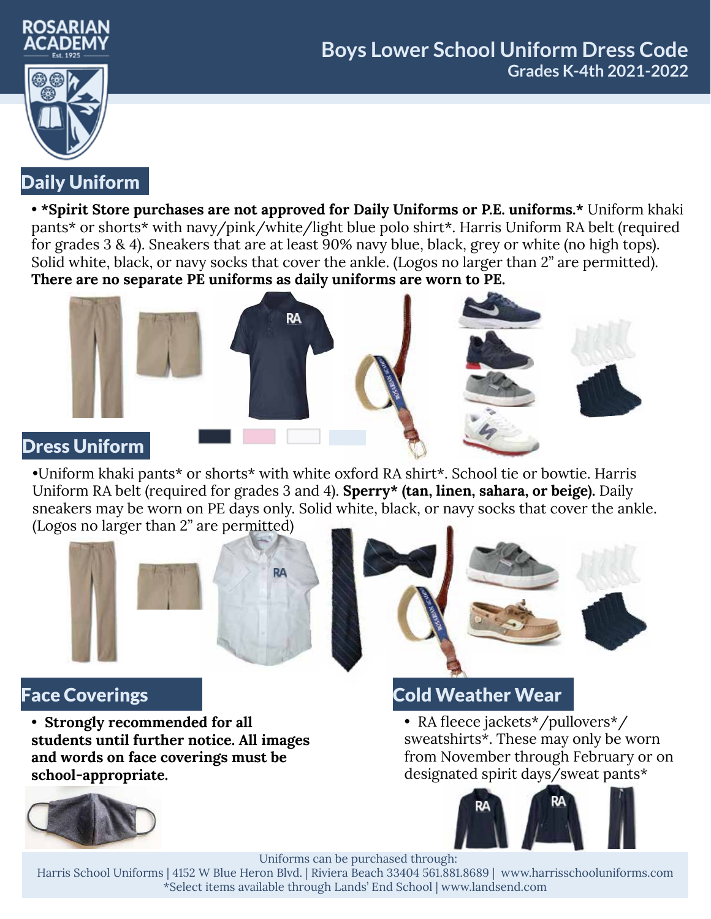ROSARIAN ACADEMY
Est. 1925

# Boys Lower School Uniform Dress Code
## Grades K-4th 2021-2022

## Daily Uniform

• ***Spirit Store purchases are not approved for Daily Uniforms or P.E. uniforms.*** Uniform khaki pants* or shorts* with navy/pink/white/light blue polo shirt*. Harris Uniform RA belt (required for grades 3 & 4). Sneakers that are at least 90% navy blue, black, grey or white (no high tops). Solid white, black, or navy socks that cover the ankle. (Logos no larger than 2" are permitted). **There are no separate PE uniforms as daily uniforms are worn to PE.**

## Dress Uniform

•Uniform khaki pants* or shorts* with white oxford RA shirt*. School tie or bowtie. Harris Uniform RA belt (required for grades 3 and 4). **Sperry* (tan, linen, sahara, or beige).** Daily sneakers may be worn on PE days only. Solid white, black, or navy socks that cover the ankle. (Logos no larger than 2" are permitted)

## Face Coverings

• **Strongly recommended for all students until further notice. All images and words on face coverings must be school-appropriate.**

## Cold Weather Wear

• RA fleece jackets*/pullovers*/ sweatshirts*. These may only be worn from November through February or on designated spirit days/sweat pants*

Uniforms can be purchased through:
Harris School Uniforms | 4152 W Blue Heron Blvd. | Riviera Beach 33404 561.881.8689 | www.harrisschooluniforms.com
*Select items available through Lands' End School | www.landsend.com